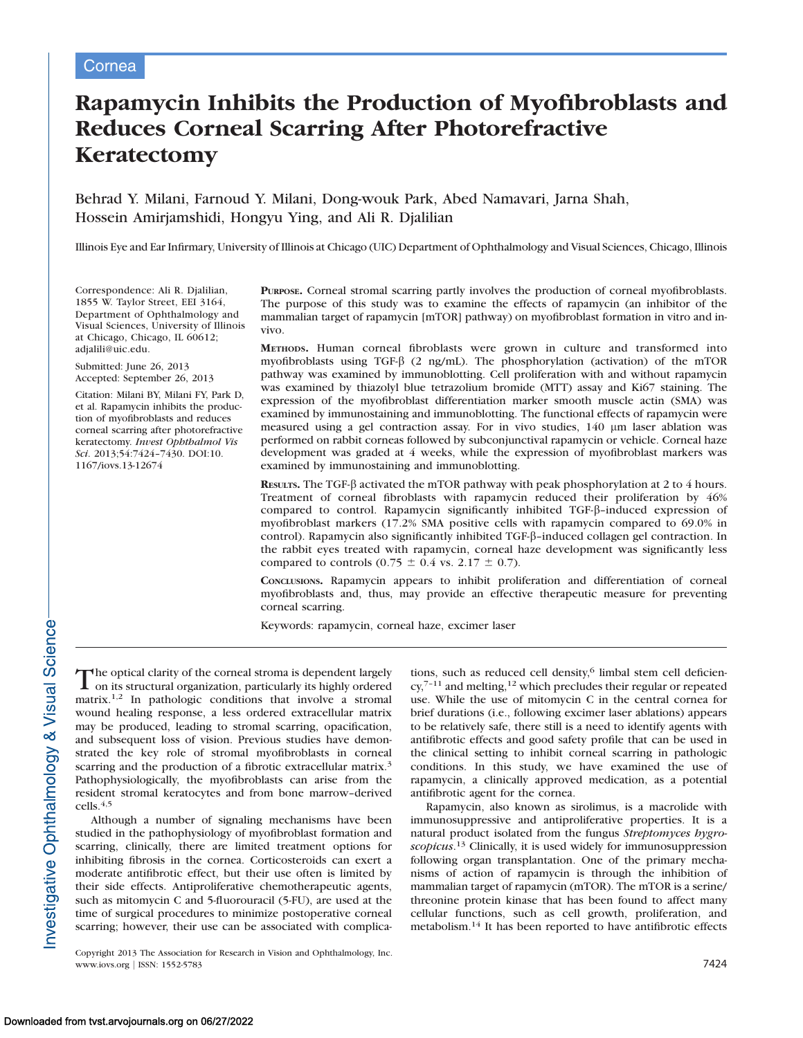Cornea

# Rapamycin Inhibits the Production of Myofibroblasts and Reduces Corneal Scarring After Photorefractive Keratectomy

Behrad Y. Milani, Farnoud Y. Milani, Dong-wouk Park, Abed Namavari, Jarna Shah, Hossein Amirjamshidi, Hongyu Ying, and Ali R. Djalilian

Illinois Eye and Ear Infirmary, University of Illinois at Chicago (UIC) Department of Ophthalmology and Visual Sciences, Chicago, Illinois

Correspondence: Ali R. Djalilian, 1855 W. Taylor Street, EEI 3164, Department of Ophthalmology and Visual Sciences, University of Illinois at Chicago, Chicago, IL 60612; adjalili@uic.edu.

Submitted: June 26, 2013
Accepted: September 26, 2013

Citation: Milani BY, Milani FY, Park D, et al. Rapamycin inhibits the production of myofibroblasts and reduces corneal scarring after photorefractive keratectomy. *Invest Ophthalmol Vis Sci.* 2013;54:7424–7430. DOI:10.1167/iovs.13-12674

**Purpose.** Corneal stromal scarring partly involves the production of corneal myofibroblasts. The purpose of this study was to examine the effects of rapamycin (an inhibitor of the mammalian target of rapamycin [mTOR] pathway) on myofibroblast formation in vitro and in-vivo.

**Methods.** Human corneal fibroblasts were grown in culture and transformed into myofibroblasts using TGF-β (2 ng/mL). The phosphorylation (activation) of the mTOR pathway was examined by immunoblotting. Cell proliferation with and without rapamycin was examined by thiazolyl blue tetrazolium bromide (MTT) assay and Ki67 staining. The expression of the myofibroblast differentiation marker smooth muscle actin (SMA) was examined by immunostaining and immunoblotting. The functional effects of rapamycin were measured using a gel contraction assay. For in vivo studies, 140 μm laser ablation was performed on rabbit corneas followed by subconjunctival rapamycin or vehicle. Corneal haze development was graded at 4 weeks, while the expression of myofibroblast markers was examined by immunostaining and immunoblotting.

**Results.** The TGF-β activated the mTOR pathway with peak phosphorylation at 2 to 4 hours. Treatment of corneal fibroblasts with rapamycin reduced their proliferation by 46% compared to control. Rapamycin significantly inhibited TGF-β–induced expression of myofibroblast markers (17.2% SMA positive cells with rapamycin compared to 69.0% in control). Rapamycin also significantly inhibited TGF-β–induced collagen gel contraction. In the rabbit eyes treated with rapamycin, corneal haze development was significantly less compared to controls (0.75 ± 0.4 vs. 2.17 ± 0.7).

**Conclusions.** Rapamycin appears to inhibit proliferation and differentiation of corneal myofibroblasts and, thus, may provide an effective therapeutic measure for preventing corneal scarring.

Keywords: rapamycin, corneal haze, excimer laser

The optical clarity of the corneal stroma is dependent largely on its structural organization, particularly its highly ordered matrix.[1,2] In pathologic conditions that involve a stromal wound healing response, a less ordered extracellular matrix may be produced, leading to stromal scarring, opacification, and subsequent loss of vision. Previous studies have demonstrated the key role of stromal myofibroblasts in corneal scarring and the production of a fibrotic extracellular matrix.[3] Pathophysiologically, the myofibroblasts can arise from the resident stromal keratocytes and from bone marrow–derived cells.[4,5]

Although a number of signaling mechanisms have been studied in the pathophysiology of myofibroblast formation and scarring, clinically, there are limited treatment options for inhibiting fibrosis in the cornea. Corticosteroids can exert a moderate antifibrotic effect, but their use often is limited by their side effects. Antiproliferative chemotherapeutic agents, such as mitomycin C and 5-fluorouracil (5-FU), are used at the time of surgical procedures to minimize postoperative corneal scarring; however, their use can be associated with complications, such as reduced cell density,[6] limbal stem cell deficiency,[7–11] and melting,[12] which precludes their regular or repeated use. While the use of mitomycin C in the central cornea for brief durations (i.e., following excimer laser ablations) appears to be relatively safe, there still is a need to identify agents with antifibrotic effects and good safety profile that can be used in the clinical setting to inhibit corneal scarring in pathologic conditions. In this study, we have examined the use of rapamycin, a clinically approved medication, as a potential antifibrotic agent for the cornea.

Rapamycin, also known as sirolimus, is a macrolide with immunosuppressive and antiproliferative properties. It is a natural product isolated from the fungus *Streptomyces hygroscopicus*.[13] Clinically, it is used widely for immunosuppression following organ transplantation. One of the primary mechanisms of action of rapamycin is through the inhibition of mammalian target of rapamycin (mTOR). The mTOR is a serine/threonine protein kinase that has been found to affect many cellular functions, such as cell growth, proliferation, and metabolism.[14] It has been reported to have antifibrotic effects

Copyright 2013 The Association for Research in Vision and Ophthalmology, Inc.
www.iovs.org | ISSN: 1552-5783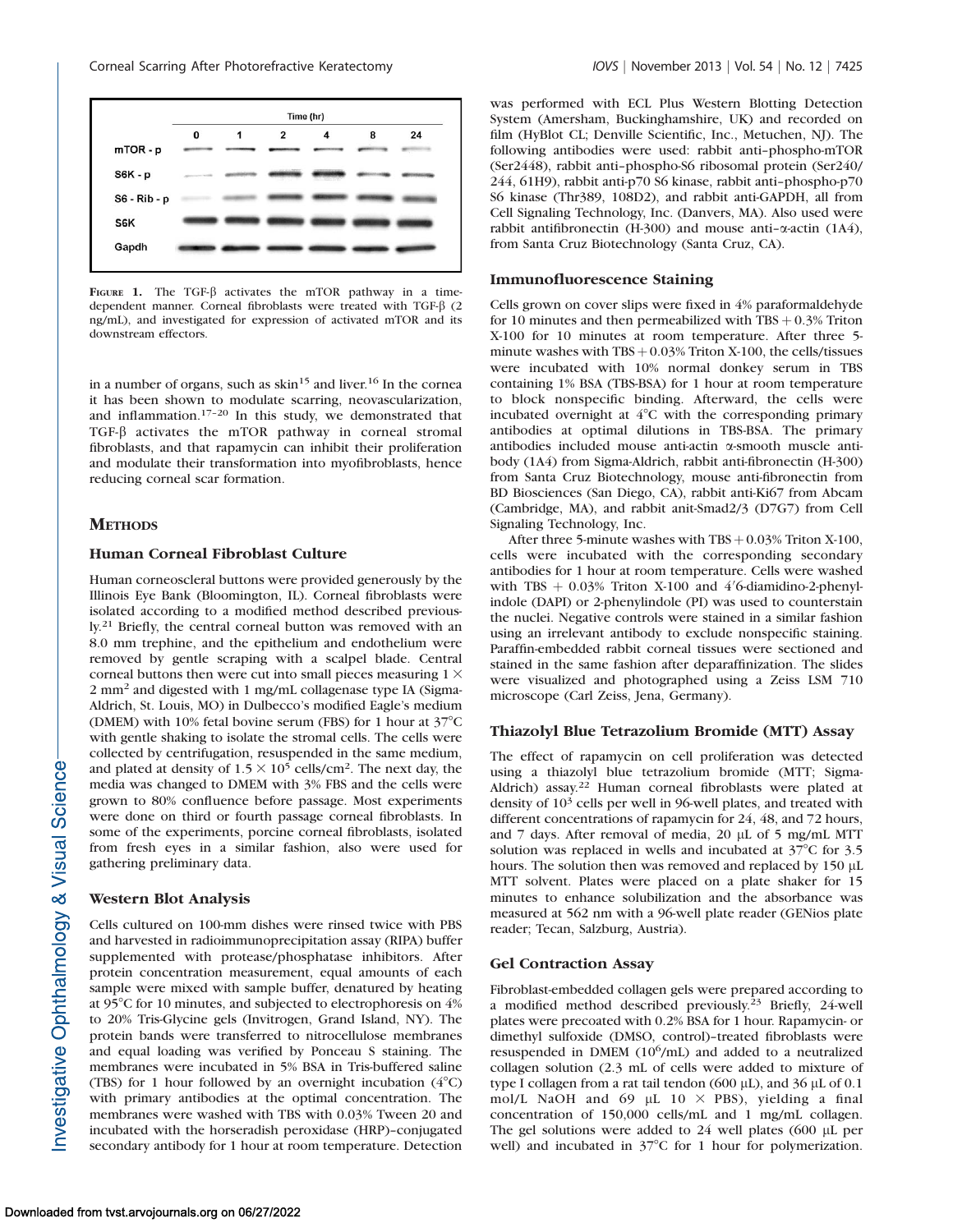FIGURE 1. The TGF-β activates the mTOR pathway in a time-dependent manner. Corneal fibroblasts were treated with TGF-β (2 ng/mL), and investigated for expression of activated mTOR and its downstream effectors.

in a number of organs, such as skin[15] and liver.[16] In the cornea it has been shown to modulate scarring, neovascularization, and inflammation.[17–20] In this study, we demonstrated that TGF-β activates the mTOR pathway in corneal stromal fibroblasts, and that rapamycin can inhibit their proliferation and modulate their transformation into myofibroblasts, hence reducing corneal scar formation.

## METHODS

### Human Corneal Fibroblast Culture

Human corneoscleral buttons were provided generously by the Illinois Eye Bank (Bloomington, IL). Corneal fibroblasts were isolated according to a modified method described previously.[21] Briefly, the central corneal button was removed with an 8.0 mm trephine, and the epithelium and endothelium were removed by gentle scraping with a scalpel blade. Central corneal buttons then were cut into small pieces measuring $1 \times 2$ mm$^2$ and digested with 1 mg/mL collagenase type IA (Sigma-Aldrich, St. Louis, MO) in Dulbecco's modified Eagle's medium (DMEM) with 10% fetal bovine serum (FBS) for 1 hour at 37°C with gentle shaking to isolate the stromal cells. The cells were collected by centrifugation, resuspended in the same medium, and plated at density of $1.5 \times 10^5$ cells/cm$^2$. The next day, the media was changed to DMEM with 3% FBS and the cells were grown to 80% confluence before passage. Most experiments were done on third or fourth passage corneal fibroblasts. In some of the experiments, porcine corneal fibroblasts, isolated from fresh eyes in a similar fashion, also were used for gathering preliminary data.

### Western Blot Analysis

Cells cultured on 100-mm dishes were rinsed twice with PBS and harvested in radioimmunoprecipitation assay (RIPA) buffer supplemented with protease/phosphatase inhibitors. After protein concentration measurement, equal amounts of each sample were mixed with sample buffer, denatured by heating at 95°C for 10 minutes, and subjected to electrophoresis on 4% to 20% Tris-Glycine gels (Invitrogen, Grand Island, NY). The protein bands were transferred to nitrocellulose membranes and equal loading was verified by Ponceau S staining. The membranes were incubated in 5% BSA in Tris-buffered saline (TBS) for 1 hour followed by an overnight incubation (4°C) with primary antibodies at the optimal concentration. The membranes were washed with TBS with 0.03% Tween 20 and incubated with the horseradish peroxidase (HRP)–conjugated secondary antibody for 1 hour at room temperature. Detection was performed with ECL Plus Western Blotting Detection System (Amersham, Buckinghamshire, UK) and recorded on film (HyBlot CL; Denville Scientific, Inc., Metuchen, NJ). The following antibodies were used: rabbit anti–phospho-mTOR (Ser2448), rabbit anti–phospho-S6 ribosomal protein (Ser240/244, 61H9), rabbit anti-p70 S6 kinase, rabbit anti–phospho-p70 S6 kinase (Thr389, 108D2), and rabbit anti-GAPDH, all from Cell Signaling Technology, Inc. (Danvers, MA). Also used were rabbit antifibronectin (H-300) and mouse anti–α-actin (1A4), from Santa Cruz Biotechnology (Santa Cruz, CA).

### Immunofluorescence Staining

Cells grown on cover slips were fixed in 4% paraformaldehyde for 10 minutes and then permeabilized with TBS + 0.3% Triton X-100 for 10 minutes at room temperature. After three 5-minute washes with TBS + 0.03% Triton X-100, the cells/tissues were incubated with 10% normal donkey serum in TBS containing 1% BSA (TBS-BSA) for 1 hour at room temperature to block nonspecific binding. Afterward, the cells were incubated overnight at 4°C with the corresponding primary antibodies at optimal dilutions in TBS-BSA. The primary antibodies included mouse anti-actin α-smooth muscle antibody (1A4) from Sigma-Aldrich, rabbit anti-fibronectin (H-300) from Santa Cruz Biotechnology, mouse anti-fibronectin from BD Biosciences (San Diego, CA), rabbit anti-Ki67 from Abcam (Cambridge, MA), and rabbit anit-Smad2/3 (D7G7) from Cell Signaling Technology, Inc.

After three 5-minute washes with TBS + 0.03% Triton X-100, cells were incubated with the corresponding secondary antibodies for 1 hour at room temperature. Cells were washed with TBS + 0.03% Triton X-100 and 4′6-diamidino-2-phenylindole (DAPI) or 2-phenylindole (PI) was used to counterstain the nuclei. Negative controls were stained in a similar fashion using an irrelevant antibody to exclude nonspecific staining. Paraffin-embedded rabbit corneal tissues were sectioned and stained in the same fashion after deparaffinization. The slides were visualized and photographed using a Zeiss LSM 710 microscope (Carl Zeiss, Jena, Germany).

### Thiazolyl Blue Tetrazolium Bromide (MTT) Assay

The effect of rapamycin on cell proliferation was detected using a thiazolyl blue tetrazolium bromide (MTT; Sigma-Aldrich) assay.[22] Human corneal fibroblasts were plated at density of $10^3$ cells per well in 96-well plates, and treated with different concentrations of rapamycin for 24, 48, and 72 hours, and 7 days. After removal of media, 20 µL of 5 mg/mL MTT solution was replaced in wells and incubated at 37°C for 3.5 hours. The solution then was removed and replaced by 150 µL MTT solvent. Plates were placed on a plate shaker for 15 minutes to enhance solubilization and the absorbance was measured at 562 nm with a 96-well plate reader (GENios plate reader; Tecan, Salzburg, Austria).

### Gel Contraction Assay

Fibroblast-embedded collagen gels were prepared according to a modified method described previously.[23] Briefly, 24-well plates were precoated with 0.2% BSA for 1 hour. Rapamycin- or dimethyl sulfoxide (DMSO, control)–treated fibroblasts were resuspended in DMEM ($10^6$/mL) and added to a neutralized collagen solution (2.3 mL of cells were added to mixture of type I collagen from a rat tail tendon (600 µL), and 36 µL of 0.1 mol/L NaOH and 69 µL $10 \times$ PBS), yielding a final concentration of 150,000 cells/mL and 1 mg/mL collagen. The gel solutions were added to 24 well plates (600 µL per well) and incubated in 37°C for 1 hour for polymerization.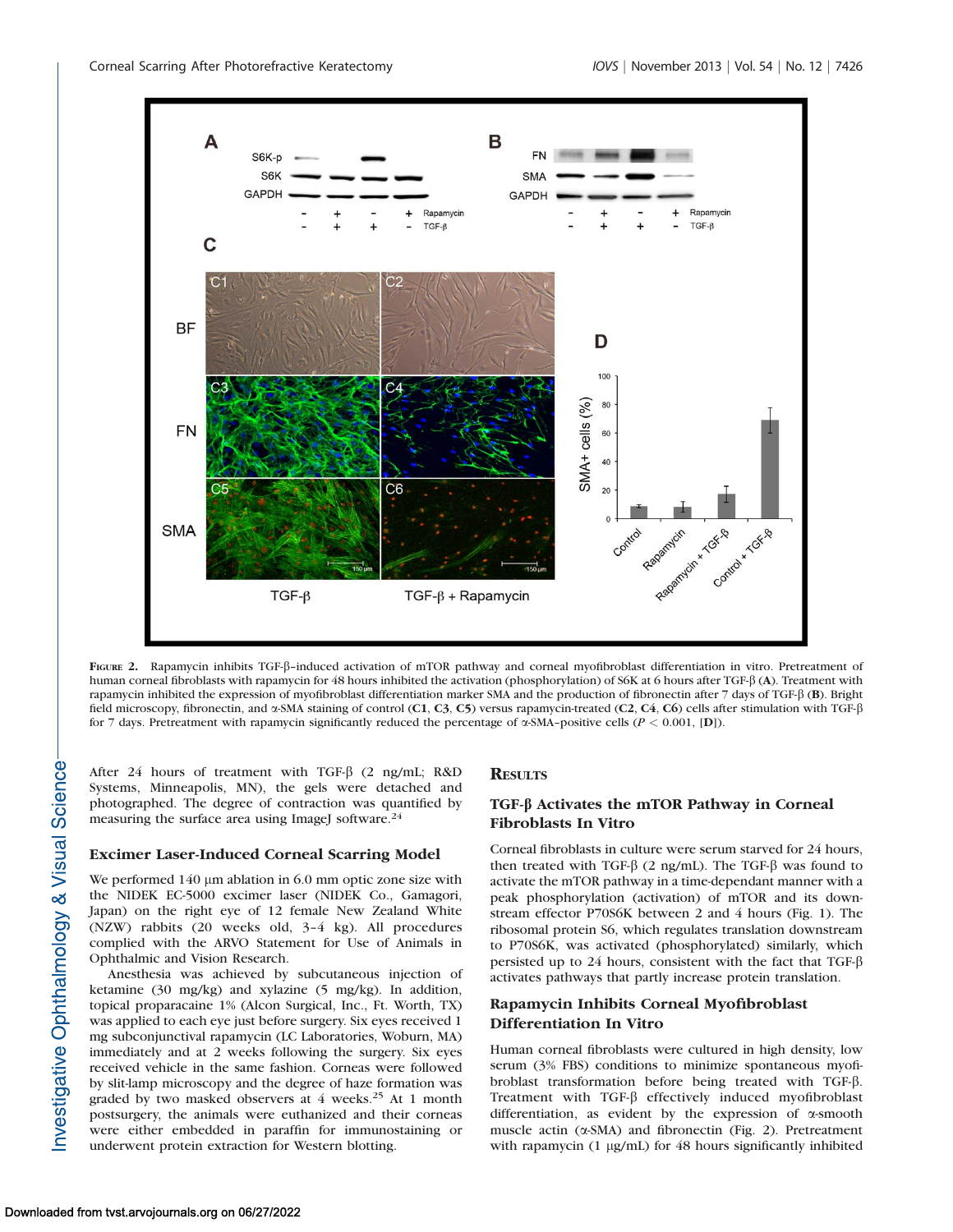Figure 2. Rapamycin inhibits TGF-β–induced activation of mTOR pathway and corneal myofibroblast differentiation in vitro. Pretreatment of human corneal fibroblasts with rapamycin for 48 hours inhibited the activation (phosphorylation) of S6K at 6 hours after TGF-β (**A**). Treatment with rapamycin inhibited the expression of myofibroblast differentiation marker SMA and the production of fibronectin after 7 days of TGF-β (**B**). Bright field microscopy, fibronectin, and α-SMA staining of control (**C1**, **C3**, **C5**) versus rapamycin-treated (**C2**, **C4**, **C6**) cells after stimulation with TGF-β for 7 days. Pretreatment with rapamycin significantly reduced the percentage of α-SMA–positive cells ($P < 0.001$, [**D**]).

After 24 hours of treatment with TGF-β (2 ng/mL; R&D Systems, Minneapolis, MN), the gels were detached and photographed. The degree of contraction was quantified by measuring the surface area using ImageJ software.[24]

### Excimer Laser-Induced Corneal Scarring Model

We performed 140 μm ablation in 6.0 mm optic zone size with the NIDEK EC-5000 excimer laser (NIDEK Co., Gamagori, Japan) on the right eye of 12 female New Zealand White (NZW) rabbits (20 weeks old, 3–4 kg). All procedures complied with the ARVO Statement for Use of Animals in Ophthalmic and Vision Research.

Anesthesia was achieved by subcutaneous injection of ketamine (30 mg/kg) and xylazine (5 mg/kg). In addition, topical proparacaine 1% (Alcon Surgical, Inc., Ft. Worth, TX) was applied to each eye just before surgery. Six eyes received 1 mg subconjunctival rapamycin (LC Laboratories, Woburn, MA) immediately and at 2 weeks following the surgery. Six eyes received vehicle in the same fashion. Corneas were followed by slit-lamp microscopy and the degree of haze formation was graded by two masked observers at 4 weeks.[25] At 1 month postsurgery, the animals were euthanized and their corneas were either embedded in paraffin for immunostaining or underwent protein extraction for Western blotting.

## Results

### TGF-β Activates the mTOR Pathway in Corneal Fibroblasts In Vitro

Corneal fibroblasts in culture were serum starved for 24 hours, then treated with TGF-β (2 ng/mL). The TGF-β was found to activate the mTOR pathway in a time-dependant manner with a peak phosphorylation (activation) of mTOR and its downstream effector P70S6K between 2 and 4 hours (Fig. 1). The ribosomal protein S6, which regulates translation downstream to P70S6K, was activated (phosphorylated) similarly, which persisted up to 24 hours, consistent with the fact that TGF-β activates pathways that partly increase protein translation.

### Rapamycin Inhibits Corneal Myofibroblast Differentiation In Vitro

Human corneal fibroblasts were cultured in high density, low serum (3% FBS) conditions to minimize spontaneous myofibroblast transformation before being treated with TGF-β. Treatment with TGF-β effectively induced myofibroblast differentiation, as evident by the expression of α-smooth muscle actin (α-SMA) and fibronectin (Fig. 2). Pretreatment with rapamycin (1 μg/mL) for 48 hours significantly inhibited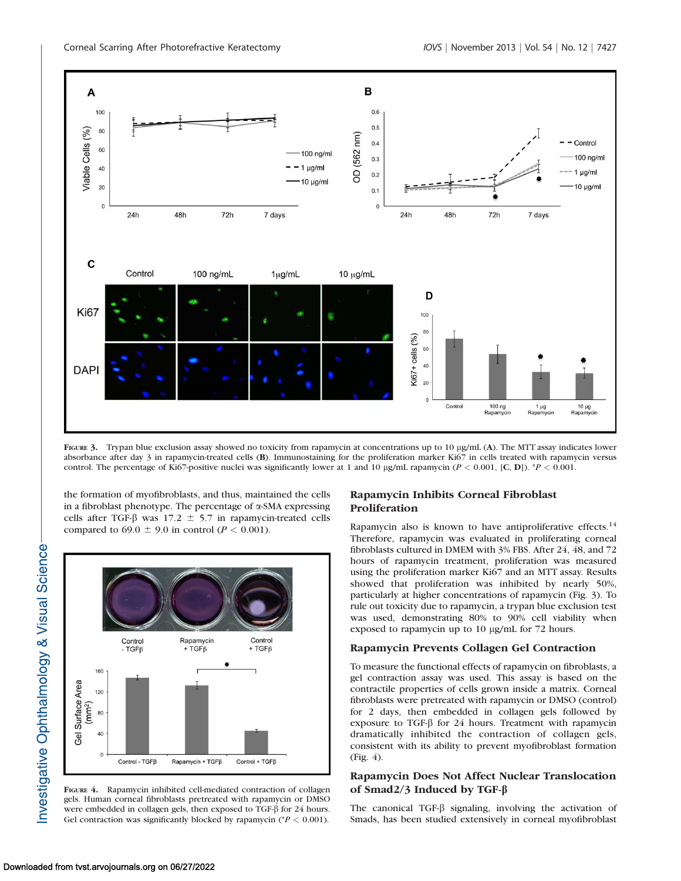FIGURE 3. Trypan blue exclusion assay showed no toxicity from rapamycin at concentrations up to 10 μg/mL (**A**). The MTT assay indicates lower absorbance after day 3 in rapamycin-treated cells (**B**). Immunostaining for the proliferation marker Ki67 in cells treated with rapamycin versus control. The percentage of Ki67-positive nuclei was significantly lower at 1 and 10 μg/mL rapamycin ($P < 0.001$, [**C**, **D**]). *$P < 0.001$.

the formation of myofibroblasts, and thus, maintained the cells in a fibroblast phenotype. The percentage of α-SMA expressing cells after TGF-β was 17.2 ± 5.7 in rapamycin-treated cells compared to 69.0 ± 9.0 in control ($P < 0.001$).

FIGURE 4. Rapamycin inhibited cell-mediated contraction of collagen gels. Human corneal fibroblasts pretreated with rapamycin or DMSO were embedded in collagen gels, then exposed to TGF-β for 24 hours. Gel contraction was significantly blocked by rapamycin (*$P < 0.001$).

## Rapamycin Inhibits Corneal Fibroblast Proliferation

Rapamycin also is known to have antiproliferative effects.[14] Therefore, rapamycin was evaluated in proliferating corneal fibroblasts cultured in DMEM with 3% FBS. After 24, 48, and 72 hours of rapamycin treatment, proliferation was measured using the proliferation marker Ki67 and an MTT assay. Results showed that proliferation was inhibited by nearly 50%, particularly at higher concentrations of rapamycin (Fig. 3). To rule out toxicity due to rapamycin, a trypan blue exclusion test was used, demonstrating 80% to 90% cell viability when exposed to rapamycin up to 10 μg/mL for 72 hours.

## Rapamycin Prevents Collagen Gel Contraction

To measure the functional effects of rapamycin on fibroblasts, a gel contraction assay was used. This assay is based on the contractile properties of cells grown inside a matrix. Corneal fibroblasts were pretreated with rapamycin or DMSO (control) for 2 days, then embedded in collagen gels followed by exposure to TGF-β for 24 hours. Treatment with rapamycin dramatically inhibited the contraction of collagen gels, consistent with its ability to prevent myofibroblast formation (Fig. 4).

## Rapamycin Does Not Affect Nuclear Translocation of Smad2/3 Induced by TGF-β

The canonical TGF-β signaling, involving the activation of Smads, has been studied extensively in corneal myofibroblast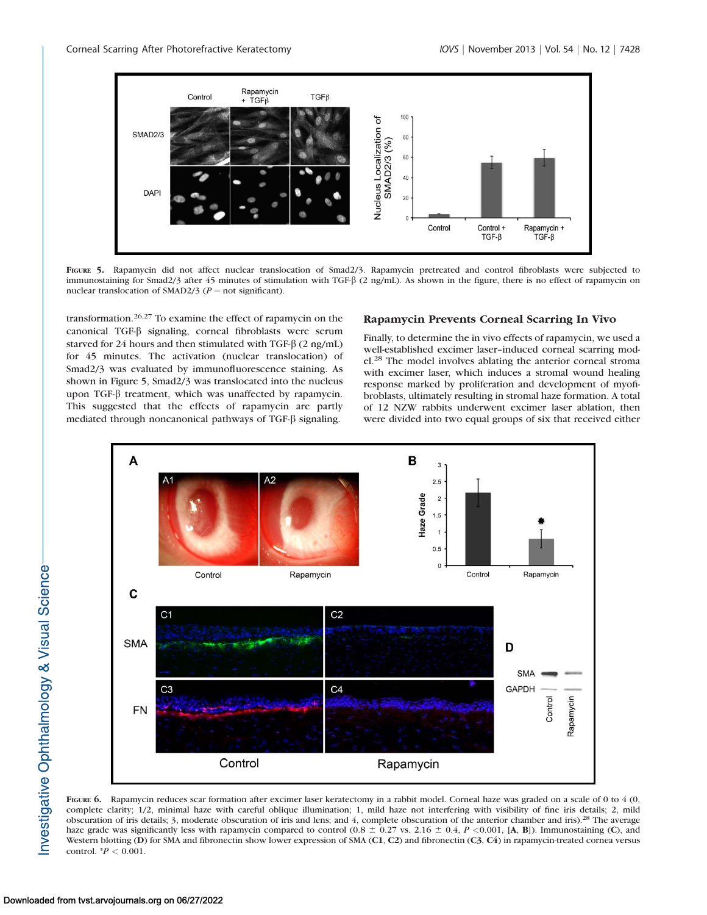**Figure 5.** Rapamycin did not affect nuclear translocation of Smad2/3. Rapamycin pretreated and control fibroblasts were subjected to immunostaining for Smad2/3 after 45 minutes of stimulation with TGF-β (2 ng/mL). As shown in the figure, there is no effect of rapamycin on nuclear translocation of SMAD2/3 ($P$ = not significant).

transformation.[26,27] To examine the effect of rapamycin on the canonical TGF-β signaling, corneal fibroblasts were serum starved for 24 hours and then stimulated with TGF-β (2 ng/mL) for 45 minutes. The activation (nuclear translocation) of Smad2/3 was evaluated by immunofluorescence staining. As shown in Figure 5, Smad2/3 was translocated into the nucleus upon TGF-β treatment, which was unaffected by rapamycin. This suggested that the effects of rapamycin are partly mediated through noncanonical pathways of TGF-β signaling.

## Rapamycin Prevents Corneal Scarring In Vivo

Finally, to determine the in vivo effects of rapamycin, we used a well-established excimer laser–induced corneal scarring model.[28] The model involves ablating the anterior corneal stroma with excimer laser, which induces a stromal wound healing response marked by proliferation and development of myofibroblasts, ultimately resulting in stromal haze formation. A total of 12 NZW rabbits underwent excimer laser ablation, then were divided into two equal groups of six that received either

**Figure 6.** Rapamycin reduces scar formation after excimer laser keratectomy in a rabbit model. Corneal haze was graded on a scale of 0 to 4 (0, complete clarity; 1/2, minimal haze with careful oblique illumination; 1, mild haze not interfering with visibility of fine iris details; 2, mild obscuration of iris details; 3, moderate obscuration of iris and lens; and 4, complete obscuration of the anterior chamber and iris).[28] The average haze grade was significantly less with rapamycin compared to control (0.8 ± 0.27 vs. 2.16 ± 0.4, $P$ <0.001, [**A**, **B**]). Immunostaining (**C**), and Western blotting (**D**) for SMA and fibronectin show lower expression of SMA (**C1**, **C2**) and fibronectin (**C3**, **C4**) in rapamycin-treated cornea versus control. *$P$ < 0.001.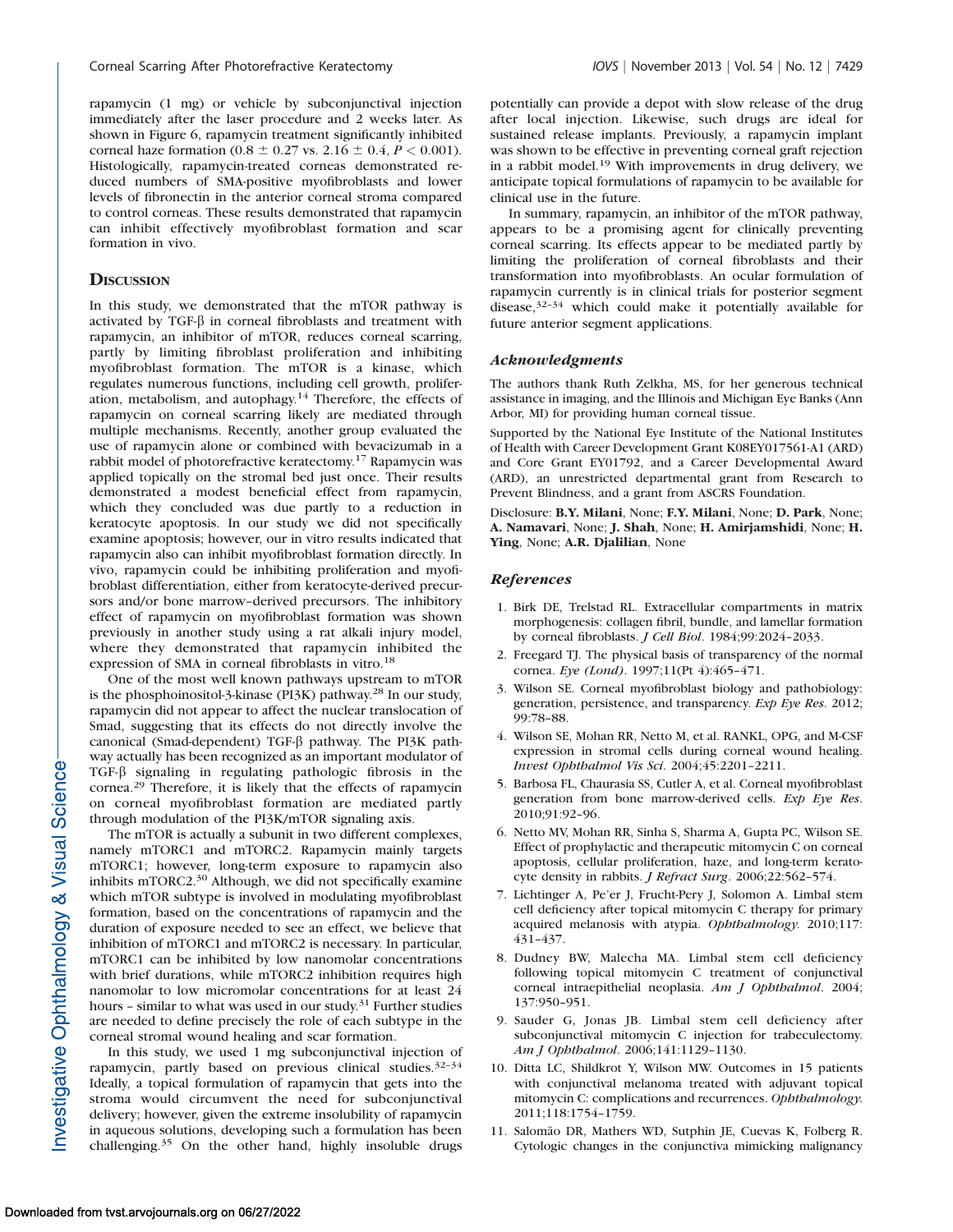rapamycin (1 mg) or vehicle by subconjunctival injection immediately after the laser procedure and 2 weeks later. As shown in Figure 6, rapamycin treatment significantly inhibited corneal haze formation (0.8 ± 0.27 vs. 2.16 ± 0.4, $P < 0.001$). Histologically, rapamycin-treated corneas demonstrated reduced numbers of SMA-positive myofibroblasts and lower levels of fibronectin in the anterior corneal stroma compared to control corneas. These results demonstrated that rapamycin can inhibit effectively myofibroblast formation and scar formation in vivo.

## Discussion

In this study, we demonstrated that the mTOR pathway is activated by TGF-β in corneal fibroblasts and treatment with rapamycin, an inhibitor of mTOR, reduces corneal scarring, partly by limiting fibroblast proliferation and inhibiting myofibroblast formation. The mTOR is a kinase, which regulates numerous functions, including cell growth, proliferation, metabolism, and autophagy.[14] Therefore, the effects of rapamycin on corneal scarring likely are mediated through multiple mechanisms. Recently, another group evaluated the use of rapamycin alone or combined with bevacizumab in a rabbit model of photorefractive keratectomy.[17] Rapamycin was applied topically on the stromal bed just once. Their results demonstrated a modest beneficial effect from rapamycin, which they concluded was due partly to a reduction in keratocyte apoptosis. In our study we did not specifically examine apoptosis; however, our in vitro results indicated that rapamycin also can inhibit myofibroblast formation directly. In vivo, rapamycin could be inhibiting proliferation and myofibroblast differentiation, either from keratocyte-derived precursors and/or bone marrow–derived precursors. The inhibitory effect of rapamycin on myofibroblast formation was shown previously in another study using a rat alkali injury model, where they demonstrated that rapamycin inhibited the expression of SMA in corneal fibroblasts in vitro.[18]

One of the most well known pathways upstream to mTOR is the phosphoinositol-3-kinase (PI3K) pathway.[28] In our study, rapamycin did not appear to affect the nuclear translocation of Smad, suggesting that its effects do not directly involve the canonical (Smad-dependent) TGF-β pathway. The PI3K pathway actually has been recognized as an important modulator of TGF-β signaling in regulating pathologic fibrosis in the cornea.[29] Therefore, it is likely that the effects of rapamycin on corneal myofibroblast formation are mediated partly through modulation of the PI3K/mTOR signaling axis.

The mTOR is actually a subunit in two different complexes, namely mTORC1 and mTORC2. Rapamycin mainly targets mTORC1; however, long-term exposure to rapamycin also inhibits mTORC2.[30] Although, we did not specifically examine which mTOR subtype is involved in modulating myofibroblast formation, based on the concentrations of rapamycin and the duration of exposure needed to see an effect, we believe that inhibition of mTORC1 and mTORC2 is necessary. In particular, mTORC1 can be inhibited by low nanomolar concentrations with brief durations, while mTORC2 inhibition requires high nanomolar to low micromolar concentrations for at least 24 hours – similar to what was used in our study.[31] Further studies are needed to define precisely the role of each subtype in the corneal stromal wound healing and scar formation.

In this study, we used 1 mg subconjunctival injection of rapamycin, partly based on previous clinical studies.[32–34] Ideally, a topical formulation of rapamycin that gets into the stroma would circumvent the need for subconjunctival delivery; however, given the extreme insolubility of rapamycin in aqueous solutions, developing such a formulation has been challenging.[35] On the other hand, highly insoluble drugs potentially can provide a depot with slow release of the drug after local injection. Likewise, such drugs are ideal for sustained release implants. Previously, a rapamycin implant was shown to be effective in preventing corneal graft rejection in a rabbit model.[19] With improvements in drug delivery, we anticipate topical formulations of rapamycin to be available for clinical use in the future.

In summary, rapamycin, an inhibitor of the mTOR pathway, appears to be a promising agent for clinically preventing corneal scarring. Its effects appear to be mediated partly by limiting the proliferation of corneal fibroblasts and their transformation into myofibroblasts. An ocular formulation of rapamycin currently is in clinical trials for posterior segment disease,[32–34] which could make it potentially available for future anterior segment applications.

### *Acknowledgments*

The authors thank Ruth Zelkha, MS, for her generous technical assistance in imaging, and the Illinois and Michigan Eye Banks (Ann Arbor, MI) for providing human corneal tissue.

Supported by the National Eye Institute of the National Institutes of Health with Career Development Grant K08EY017561-A1 (ARD) and Core Grant EY01792, and a Career Developmental Award (ARD), an unrestricted departmental grant from Research to Prevent Blindness, and a grant from ASCRS Foundation.

Disclosure: **B.Y. Milani**, None; **F.Y. Milani**, None; **D. Park**, None; **A. Namavari**, None; **J. Shah**, None; **H. Amirjamshidi**, None; **H. Ying**, None; **A.R. Djalilian**, None

### *References*

1. Birk DE, Trelstad RL. Extracellular compartments in matrix morphogenesis: collagen fibril, bundle, and lamellar formation by corneal fibroblasts. *J Cell Biol*. 1984;99:2024–2033.
2. Freegard TJ. The physical basis of transparency of the normal cornea. *Eye (Lond)*. 1997;11(Pt 4):465–471.
3. Wilson SE. Corneal myofibroblast biology and pathobiology: generation, persistence, and transparency. *Exp Eye Res*. 2012; 99:78–88.
4. Wilson SE, Mohan RR, Netto M, et al. RANKL, OPG, and M-CSF expression in stromal cells during corneal wound healing. *Invest Ophthalmol Vis Sci*. 2004;45:2201–2211.
5. Barbosa FL, Chaurasia SS, Cutler A, et al. Corneal myofibroblast generation from bone marrow-derived cells. *Exp Eye Res*. 2010;91:92–96.
6. Netto MV, Mohan RR, Sinha S, Sharma A, Gupta PC, Wilson SE. Effect of prophylactic and therapeutic mitomycin C on corneal apoptosis, cellular proliferation, haze, and long-term keratocyte density in rabbits. *J Refract Surg*. 2006;22:562–574.
7. Lichtinger A, Pe'er J, Frucht-Pery J, Solomon A. Limbal stem cell deficiency after topical mitomycin C therapy for primary acquired melanosis with atypia. *Ophthalmology.* 2010;117: 431–437.
8. Dudney BW, Malecha MA. Limbal stem cell deficiency following topical mitomycin C treatment of conjunctival corneal intraepithelial neoplasia. *Am J Ophthalmol*. 2004; 137:950–951.
9. Sauder G, Jonas JB. Limbal stem cell deficiency after subconjunctival mitomycin C injection for trabeculectomy. *Am J Ophthalmol*. 2006;141:1129–1130.
10. Ditta LC, Shildkrot Y, Wilson MW. Outcomes in 15 patients with conjunctival melanoma treated with adjuvant topical mitomycin C: complications and recurrences. *Ophthalmology.* 2011;118:1754–1759.
11. Salomão DR, Mathers WD, Sutphin JE, Cuevas K, Folberg R. Cytologic changes in the conjunctiva mimicking malignancy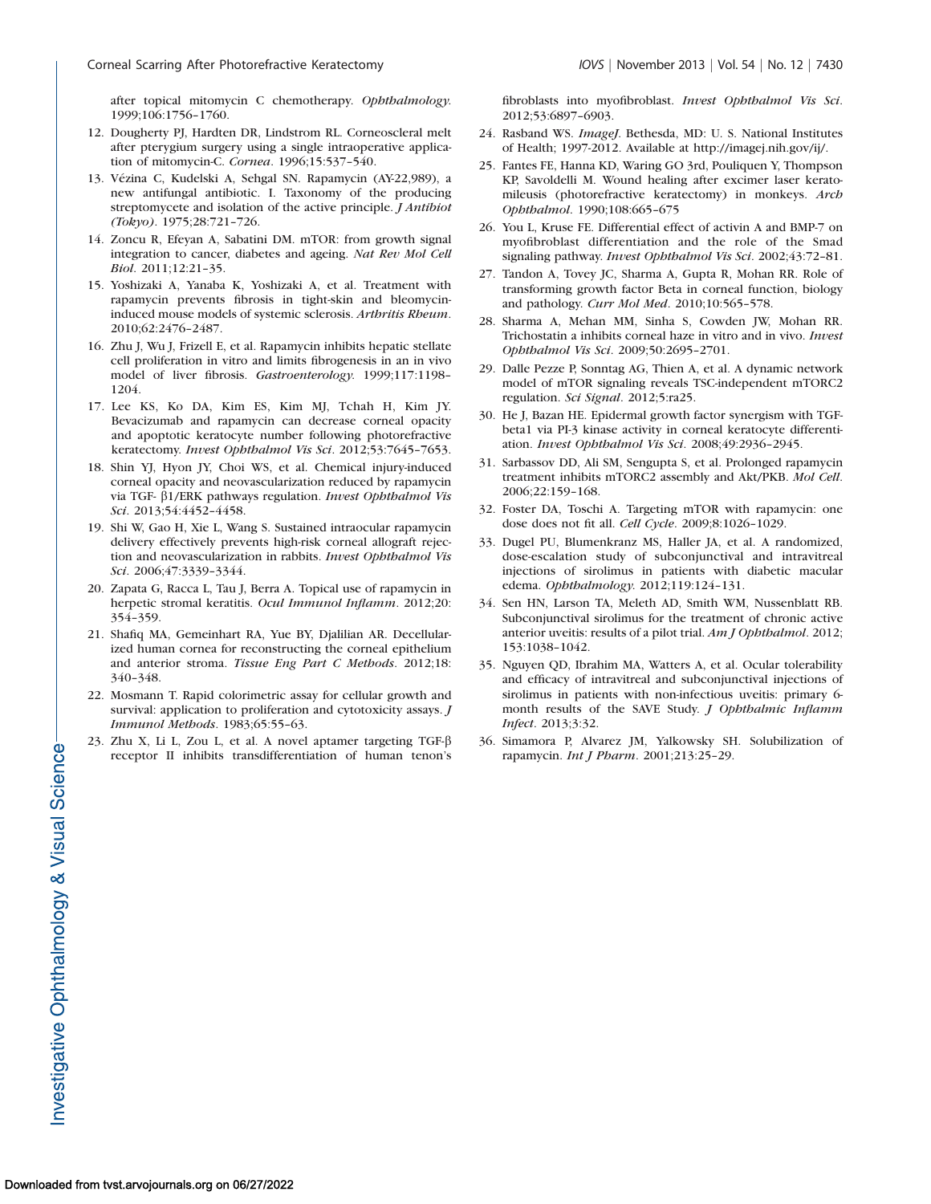after topical mitomycin C chemotherapy. *Ophthalmology*. 1999;106:1756–1760.

12. Dougherty PJ, Hardten DR, Lindstrom RL. Corneoscleral melt after pterygium surgery using a single intraoperative application of mitomycin-C. *Cornea*. 1996;15:537–540.
13. Vézina C, Kudelski A, Sehgal SN. Rapamycin (AY-22,989), a new antifungal antibiotic. I. Taxonomy of the producing streptomycete and isolation of the active principle. *J Antibiot (Tokyo)*. 1975;28:721–726.
14. Zoncu R, Efeyan A, Sabatini DM. mTOR: from growth signal integration to cancer, diabetes and ageing. *Nat Rev Mol Cell Biol*. 2011;12:21–35.
15. Yoshizaki A, Yanaba K, Yoshizaki A, et al. Treatment with rapamycin prevents fibrosis in tight-skin and bleomycin-induced mouse models of systemic sclerosis. *Arthritis Rheum*. 2010;62:2476–2487.
16. Zhu J, Wu J, Frizell E, et al. Rapamycin inhibits hepatic stellate cell proliferation in vitro and limits fibrogenesis in an in vivo model of liver fibrosis. *Gastroenterology*. 1999;117:1198–1204.
17. Lee KS, Ko DA, Kim ES, Kim MJ, Tchah H, Kim JY. Bevacizumab and rapamycin can decrease corneal opacity and apoptotic keratocyte number following photorefractive keratectomy. *Invest Ophthalmol Vis Sci*. 2012;53:7645–7653.
18. Shin YJ, Hyon JY, Choi WS, et al. Chemical injury-induced corneal opacity and neovascularization reduced by rapamycin via TGF- β1/ERK pathways regulation. *Invest Ophthalmol Vis Sci*. 2013;54:4452–4458.
19. Shi W, Gao H, Xie L, Wang S. Sustained intraocular rapamycin delivery effectively prevents high-risk corneal allograft rejection and neovascularization in rabbits. *Invest Ophthalmol Vis Sci*. 2006;47:3339–3344.
20. Zapata G, Racca L, Tau J, Berra A. Topical use of rapamycin in herpetic stromal keratitis. *Ocul Immunol Inflamm*. 2012;20: 354–359.
21. Shafiq MA, Gemeinhart RA, Yue BY, Djalilian AR. Decellularized human cornea for reconstructing the corneal epithelium and anterior stroma. *Tissue Eng Part C Methods*. 2012;18: 340–348.
22. Mosmann T. Rapid colorimetric assay for cellular growth and survival: application to proliferation and cytotoxicity assays. *J Immunol Methods*. 1983;65:55–63.
23. Zhu X, Li L, Zou L, et al. A novel aptamer targeting TGF-β receptor II inhibits transdifferentiation of human tenon's fibroblasts into myofibroblast. *Invest Ophthalmol Vis Sci*. 2012;53:6897–6903.
24. Rasband WS. *ImageJ*. Bethesda, MD: U. S. National Institutes of Health; 1997-2012. Available at http://imagej.nih.gov/ij/.
25. Fantes FE, Hanna KD, Waring GO 3rd, Pouliquen Y, Thompson KP, Savoldelli M. Wound healing after excimer laser keratomileusis (photorefractive keratectomy) in monkeys. *Arch Ophthalmol*. 1990;108:665–675
26. You L, Kruse FE. Differential effect of activin A and BMP-7 on myofibroblast differentiation and the role of the Smad signaling pathway. *Invest Ophthalmol Vis Sci*. 2002;43:72–81.
27. Tandon A, Tovey JC, Sharma A, Gupta R, Mohan RR. Role of transforming growth factor Beta in corneal function, biology and pathology. *Curr Mol Med*. 2010;10:565–578.
28. Sharma A, Mehan MM, Sinha S, Cowden JW, Mohan RR. Trichostatin a inhibits corneal haze in vitro and in vivo. *Invest Ophthalmol Vis Sci*. 2009;50:2695–2701.
29. Dalle Pezze P, Sonntag AG, Thien A, et al. A dynamic network model of mTOR signaling reveals TSC-independent mTORC2 regulation. *Sci Signal*. 2012;5:ra25.
30. He J, Bazan HE. Epidermal growth factor synergism with TGF-beta1 via PI-3 kinase activity in corneal keratocyte differentiation. *Invest Ophthalmol Vis Sci*. 2008;49:2936–2945.
31. Sarbassov DD, Ali SM, Sengupta S, et al. Prolonged rapamycin treatment inhibits mTORC2 assembly and Akt/PKB. *Mol Cell*. 2006;22:159–168.
32. Foster DA, Toschi A. Targeting mTOR with rapamycin: one dose does not fit all. *Cell Cycle*. 2009;8:1026–1029.
33. Dugel PU, Blumenkranz MS, Haller JA, et al. A randomized, dose-escalation study of subconjunctival and intravitreal injections of sirolimus in patients with diabetic macular edema. *Ophthalmology*. 2012;119:124–131.
34. Sen HN, Larson TA, Meleth AD, Smith WM, Nussenblatt RB. Subconjunctival sirolimus for the treatment of chronic active anterior uveitis: results of a pilot trial. *Am J Ophthalmol*. 2012; 153:1038–1042.
35. Nguyen QD, Ibrahim MA, Watters A, et al. Ocular tolerability and efficacy of intravitreal and subconjunctival injections of sirolimus in patients with non-infectious uveitis: primary 6-month results of the SAVE Study. *J Ophthalmic Inflamm Infect*. 2013;3:32.
36. Simamora P, Alvarez JM, Yalkowsky SH. Solubilization of rapamycin. *Int J Pharm*. 2001;213:25–29.